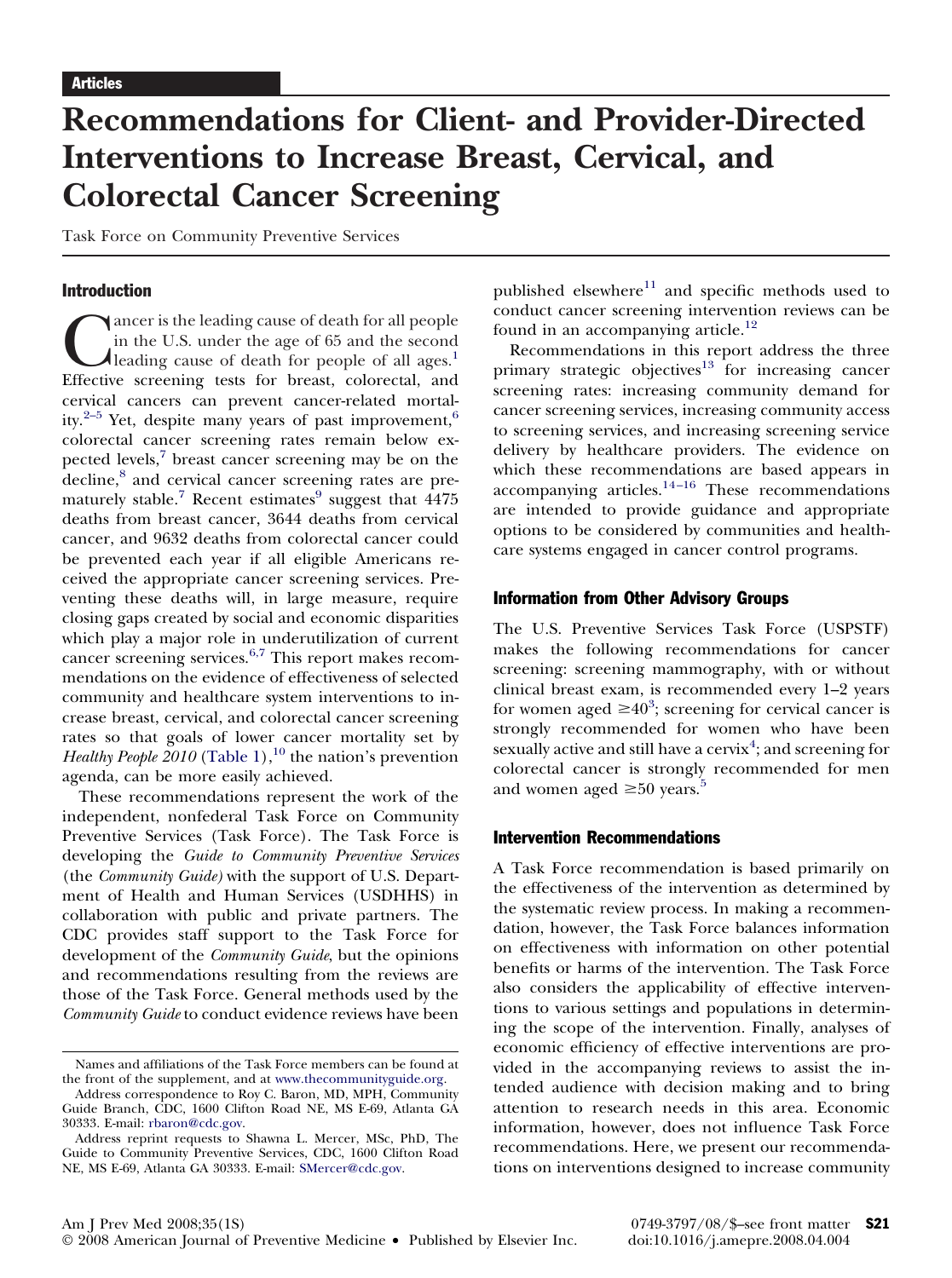Articles

# Recommendations for Client- and Provider-Directed Interventions to Increase Breast, Cervical, and Colorectal Cancer Screening

Task Force on Community Preventive Services

## Introduction

Cancer is the leading cause of death for all people in the U.S. under the age of 65 and the second leading cause of death for people of all ages.[1] Effective screening tests for breast, colorectal, and cervical cancers can prevent cancer-related mortality.[2–5] Yet, despite many years of past improvement,[6] colorectal cancer screening rates remain below expected levels,[7] breast cancer screening may be on the decline,[8] and cervical cancer screening rates are prematurely stable.[7] Recent estimates[9] suggest that 4475 deaths from breast cancer, 3644 deaths from cervical cancer, and 9632 deaths from colorectal cancer could be prevented each year if all eligible Americans received the appropriate cancer screening services. Preventing these deaths will, in large measure, require closing gaps created by social and economic disparities which play a major role in underutilization of current cancer screening services.[6,7] This report makes recommendations on the evidence of effectiveness of selected community and healthcare system interventions to increase breast, cervical, and colorectal cancer screening rates so that goals of lower cancer mortality set by *Healthy People 2010* (Table 1),[10] the nation's prevention agenda, can be more easily achieved.

These recommendations represent the work of the independent, nonfederal Task Force on Community Preventive Services (Task Force). The Task Force is developing the *Guide to Community Preventive Services* (the *Community Guide)* with the support of U.S. Department of Health and Human Services (USDHHS) in collaboration with public and private partners. The CDC provides staff support to the Task Force for development of the *Community Guide*, but the opinions and recommendations resulting from the reviews are those of the Task Force. General methods used by the *Community Guide* to conduct evidence reviews have been published elsewhere[11] and specific methods used to conduct cancer screening intervention reviews can be found in an accompanying article.[12]

Recommendations in this report address the three primary strategic objectives[13] for increasing cancer screening rates: increasing community demand for cancer screening services, increasing community access to screening services, and increasing screening service delivery by healthcare providers. The evidence on which these recommendations are based appears in accompanying articles.[14–16] These recommendations are intended to provide guidance and appropriate options to be considered by communities and healthcare systems engaged in cancer control programs.

## Information from Other Advisory Groups

The U.S. Preventive Services Task Force (USPSTF) makes the following recommendations for cancer screening: screening mammography, with or without clinical breast exam, is recommended every 1–2 years for women aged ≥40[3]; screening for cervical cancer is strongly recommended for women who have been sexually active and still have a cervix[4]; and screening for colorectal cancer is strongly recommended for men and women aged ≥50 years.[5]

## Intervention Recommendations

A Task Force recommendation is based primarily on the effectiveness of the intervention as determined by the systematic review process. In making a recommendation, however, the Task Force balances information on effectiveness with information on other potential benefits or harms of the intervention. The Task Force also considers the applicability of effective interventions to various settings and populations in determining the scope of the intervention. Finally, analyses of economic efficiency of effective interventions are provided in the accompanying reviews to assist the intended audience with decision making and to bring attention to research needs in this area. Economic information, however, does not influence Task Force recommendations. Here, we present our recommendations on interventions designed to increase community

Names and affiliations of the Task Force members can be found at the front of the supplement, and at www.thecommunityguide.org.

Address correspondence to Roy C. Baron, MD, MPH, Community Guide Branch, CDC, 1600 Clifton Road NE, MS E-69, Atlanta GA 30333. E-mail: rbaron@cdc.gov.

Address reprint requests to Shawna L. Mercer, MSc, PhD, The Guide to Community Preventive Services, CDC, 1600 Clifton Road NE, MS E-69, Atlanta GA 30333. E-mail: SMercer@cdc.gov.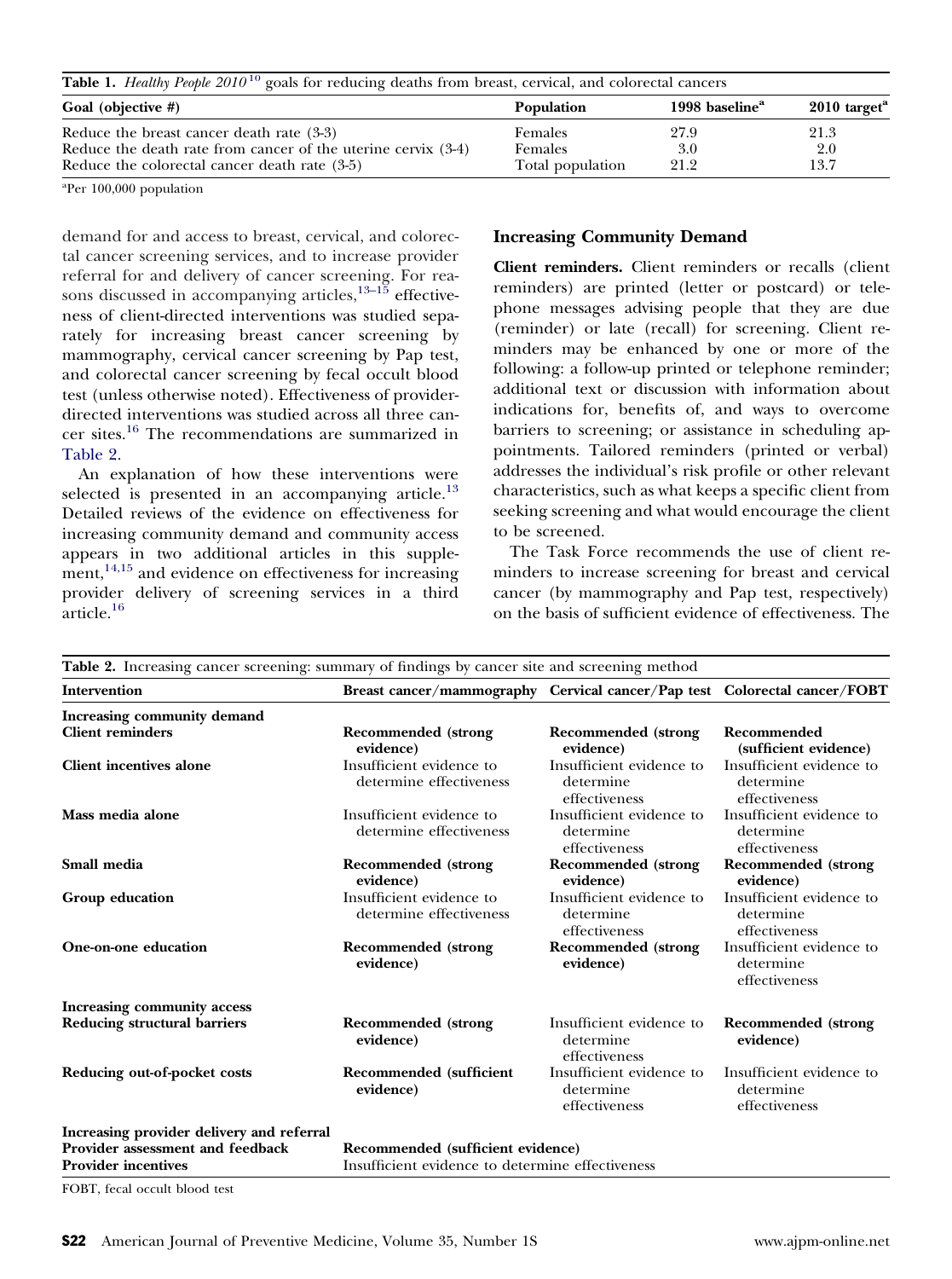**Table 1.** *Healthy People 2010*[10] goals for reducing deaths from breast, cervical, and colorectal cancers

| Goal (objective #) | Population | 1998 baseline[a] | 2010 target[a] |
|---|---|---|---|
| Reduce the breast cancer death rate (3-3) | Females | 27.9 | 21.3 |
| Reduce the death rate from cancer of the uterine cervix (3-4) | Females | 3.0 | 2.0 |
| Reduce the colorectal cancer death rate (3-5) | Total population | 21.2 | 13.7 |

[a]Per 100,000 population

demand for and access to breast, cervical, and colorectal cancer screening services, and to increase provider referral for and delivery of cancer screening. For reasons discussed in accompanying articles,[13–15] effectiveness of client-directed interventions was studied separately for increasing breast cancer screening by mammography, cervical cancer screening by Pap test, and colorectal cancer screening by fecal occult blood test (unless otherwise noted). Effectiveness of provider-directed interventions was studied across all three cancer sites.[16] The recommendations are summarized in Table 2.

An explanation of how these interventions were selected is presented in an accompanying article.[13] Detailed reviews of the evidence on effectiveness for increasing community demand and community access appears in two additional articles in this supplement,[14,15] and evidence on effectiveness for increasing provider delivery of screening services in a third article.[16]

## Increasing Community Demand

**Client reminders.** Client reminders or recalls (client reminders) are printed (letter or postcard) or telephone messages advising people that they are due (reminder) or late (recall) for screening. Client reminders may be enhanced by one or more of the following: a follow-up printed or telephone reminder; additional text or discussion with information about indications for, benefits of, and ways to overcome barriers to screening; or assistance in scheduling appointments. Tailored reminders (printed or verbal) addresses the individual's risk profile or other relevant characteristics, such as what keeps a specific client from seeking screening and what would encourage the client to be screened.

The Task Force recommends the use of client reminders to increase screening for breast and cervical cancer (by mammography and Pap test, respectively) on the basis of sufficient evidence of effectiveness. The

**Table 2.** Increasing cancer screening: summary of findings by cancer site and screening method

| Intervention | Breast cancer/mammography | Cervical cancer/Pap test | Colorectal cancer/FOBT |
|---|---|---|---|
| **Increasing community demand** | | | |
| **Client reminders** | **Recommended (strong evidence)** | **Recommended (strong evidence)** | **Recommended (sufficient evidence)** |
| **Client incentives alone** | Insufficient evidence to determine effectiveness | Insufficient evidence to determine effectiveness | Insufficient evidence to determine effectiveness |
| **Mass media alone** | Insufficient evidence to determine effectiveness | Insufficient evidence to determine effectiveness | Insufficient evidence to determine effectiveness |
| **Small media** | **Recommended (strong evidence)** | **Recommended (strong evidence)** | **Recommended (strong evidence)** |
| **Group education** | Insufficient evidence to determine effectiveness | Insufficient evidence to determine effectiveness | Insufficient evidence to determine effectiveness |
| **One-on-one education** | **Recommended (strong evidence)** | **Recommended (strong evidence)** | Insufficient evidence to determine effectiveness |
| **Increasing community access** | | | |
| **Reducing structural barriers** | **Recommended (strong evidence)** | Insufficient evidence to determine effectiveness | **Recommended (strong evidence)** |
| **Reducing out-of-pocket costs** | **Recommended (sufficient evidence)** | Insufficient evidence to determine effectiveness | Insufficient evidence to determine effectiveness |
| **Increasing provider delivery and referral** | | | |
| **Provider assessment and feedback** | **Recommended (sufficient evidence)** | | |
| **Provider incentives** | Insufficient evidence to determine effectiveness | | |

FOBT, fecal occult blood test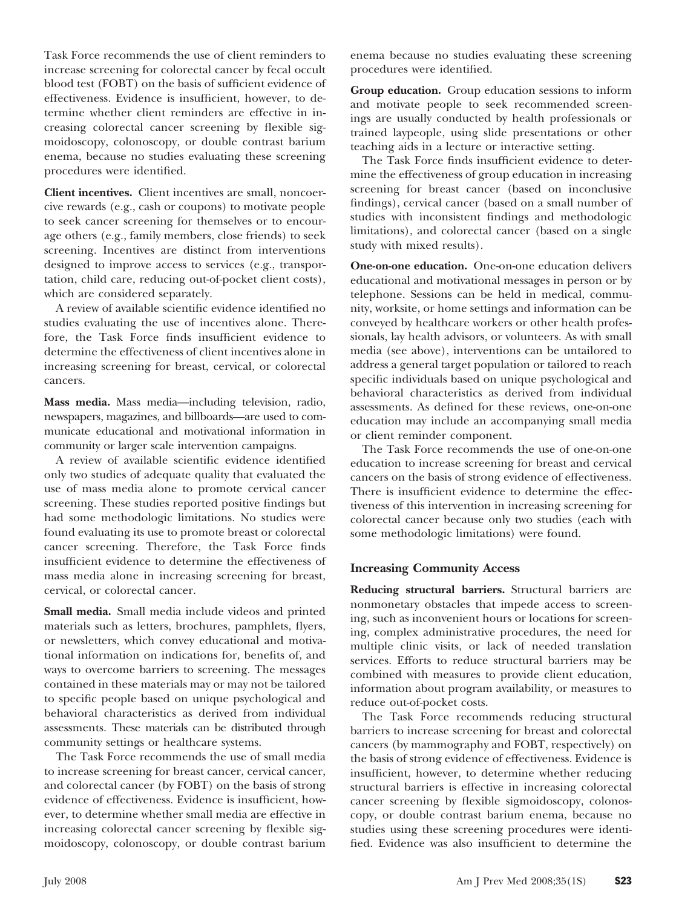Task Force recommends the use of client reminders to increase screening for colorectal cancer by fecal occult blood test (FOBT) on the basis of sufficient evidence of effectiveness. Evidence is insufficient, however, to determine whether client reminders are effective in increasing colorectal cancer screening by flexible sigmoidoscopy, colonoscopy, or double contrast barium enema, because no studies evaluating these screening procedures were identified.

**Client incentives.** Client incentives are small, noncoercive rewards (e.g., cash or coupons) to motivate people to seek cancer screening for themselves or to encourage others (e.g., family members, close friends) to seek screening. Incentives are distinct from interventions designed to improve access to services (e.g., transportation, child care, reducing out-of-pocket client costs), which are considered separately.

A review of available scientific evidence identified no studies evaluating the use of incentives alone. Therefore, the Task Force finds insufficient evidence to determine the effectiveness of client incentives alone in increasing screening for breast, cervical, or colorectal cancers.

**Mass media.** Mass media—including television, radio, newspapers, magazines, and billboards—are used to communicate educational and motivational information in community or larger scale intervention campaigns.

A review of available scientific evidence identified only two studies of adequate quality that evaluated the use of mass media alone to promote cervical cancer screening. These studies reported positive findings but had some methodologic limitations. No studies were found evaluating its use to promote breast or colorectal cancer screening. Therefore, the Task Force finds insufficient evidence to determine the effectiveness of mass media alone in increasing screening for breast, cervical, or colorectal cancer.

**Small media.** Small media include videos and printed materials such as letters, brochures, pamphlets, flyers, or newsletters, which convey educational and motivational information on indications for, benefits of, and ways to overcome barriers to screening. The messages contained in these materials may or may not be tailored to specific people based on unique psychological and behavioral characteristics as derived from individual assessments. These materials can be distributed through community settings or healthcare systems.

The Task Force recommends the use of small media to increase screening for breast cancer, cervical cancer, and colorectal cancer (by FOBT) on the basis of strong evidence of effectiveness. Evidence is insufficient, however, to determine whether small media are effective in increasing colorectal cancer screening by flexible sigmoidoscopy, colonoscopy, or double contrast barium enema because no studies evaluating these screening procedures were identified.

**Group education.** Group education sessions to inform and motivate people to seek recommended screenings are usually conducted by health professionals or trained laypeople, using slide presentations or other teaching aids in a lecture or interactive setting.

The Task Force finds insufficient evidence to determine the effectiveness of group education in increasing screening for breast cancer (based on inconclusive findings), cervical cancer (based on a small number of studies with inconsistent findings and methodologic limitations), and colorectal cancer (based on a single study with mixed results).

**One-on-one education.** One-on-one education delivers educational and motivational messages in person or by telephone. Sessions can be held in medical, community, worksite, or home settings and information can be conveyed by healthcare workers or other health professionals, lay health advisors, or volunteers. As with small media (see above), interventions can be untailored to address a general target population or tailored to reach specific individuals based on unique psychological and behavioral characteristics as derived from individual assessments. As defined for these reviews, one-on-one education may include an accompanying small media or client reminder component.

The Task Force recommends the use of one-on-one education to increase screening for breast and cervical cancers on the basis of strong evidence of effectiveness. There is insufficient evidence to determine the effectiveness of this intervention in increasing screening for colorectal cancer because only two studies (each with some methodologic limitations) were found.

### Increasing Community Access

**Reducing structural barriers.** Structural barriers are nonmonetary obstacles that impede access to screening, such as inconvenient hours or locations for screening, complex administrative procedures, the need for multiple clinic visits, or lack of needed translation services. Efforts to reduce structural barriers may be combined with measures to provide client education, information about program availability, or measures to reduce out-of-pocket costs.

The Task Force recommends reducing structural barriers to increase screening for breast and colorectal cancers (by mammography and FOBT, respectively) on the basis of strong evidence of effectiveness. Evidence is insufficient, however, to determine whether reducing structural barriers is effective in increasing colorectal cancer screening by flexible sigmoidoscopy, colonoscopy, or double contrast barium enema, because no studies using these screening procedures were identified. Evidence was also insufficient to determine the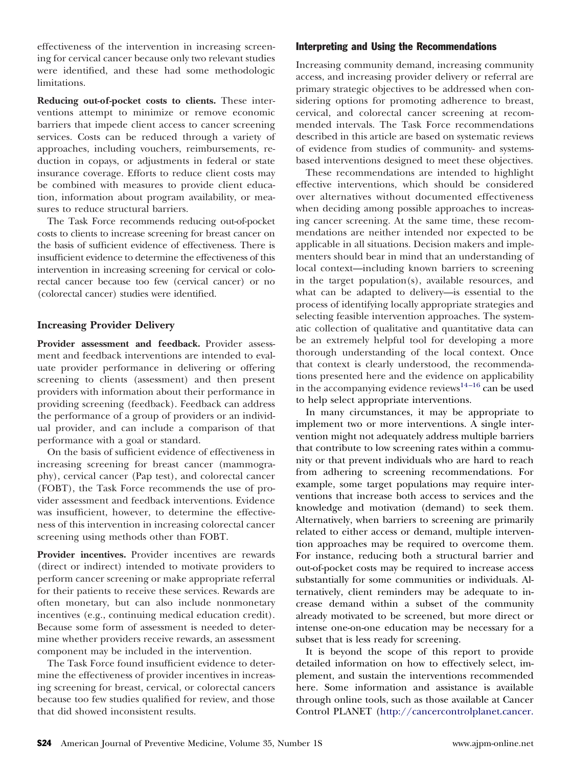effectiveness of the intervention in increasing screening for cervical cancer because only two relevant studies were identified, and these had some methodologic limitations.

**Reducing out-of-pocket costs to clients.** These interventions attempt to minimize or remove economic barriers that impede client access to cancer screening services. Costs can be reduced through a variety of approaches, including vouchers, reimbursements, reduction in copays, or adjustments in federal or state insurance coverage. Efforts to reduce client costs may be combined with measures to provide client education, information about program availability, or measures to reduce structural barriers.

The Task Force recommends reducing out-of-pocket costs to clients to increase screening for breast cancer on the basis of sufficient evidence of effectiveness. There is insufficient evidence to determine the effectiveness of this intervention in increasing screening for cervical or colorectal cancer because too few (cervical cancer) or no (colorectal cancer) studies were identified.

### Increasing Provider Delivery

**Provider assessment and feedback.** Provider assessment and feedback interventions are intended to evaluate provider performance in delivering or offering screening to clients (assessment) and then present providers with information about their performance in providing screening (feedback). Feedback can address the performance of a group of providers or an individual provider, and can include a comparison of that performance with a goal or standard.

On the basis of sufficient evidence of effectiveness in increasing screening for breast cancer (mammography), cervical cancer (Pap test), and colorectal cancer (FOBT), the Task Force recommends the use of provider assessment and feedback interventions. Evidence was insufficient, however, to determine the effectiveness of this intervention in increasing colorectal cancer screening using methods other than FOBT.

**Provider incentives.** Provider incentives are rewards (direct or indirect) intended to motivate providers to perform cancer screening or make appropriate referral for their patients to receive these services. Rewards are often monetary, but can also include nonmonetary incentives (e.g., continuing medical education credit). Because some form of assessment is needed to determine whether providers receive rewards, an assessment component may be included in the intervention.

The Task Force found insufficient evidence to determine the effectiveness of provider incentives in increasing screening for breast, cervical, or colorectal cancers because too few studies qualified for review, and those that did showed inconsistent results.

## Interpreting and Using the Recommendations

Increasing community demand, increasing community access, and increasing provider delivery or referral are primary strategic objectives to be addressed when considering options for promoting adherence to breast, cervical, and colorectal cancer screening at recommended intervals. The Task Force recommendations described in this article are based on systematic reviews of evidence from studies of community- and systems-based interventions designed to meet these objectives.

These recommendations are intended to highlight effective interventions, which should be considered over alternatives without documented effectiveness when deciding among possible approaches to increasing cancer screening. At the same time, these recommendations are neither intended nor expected to be applicable in all situations. Decision makers and implementers should bear in mind that an understanding of local context—including known barriers to screening in the target population(s), available resources, and what can be adapted to delivery—is essential to the process of identifying locally appropriate strategies and selecting feasible intervention approaches. The systematic collection of qualitative and quantitative data can be an extremely helpful tool for developing a more thorough understanding of the local context. Once that context is clearly understood, the recommendations presented here and the evidence on applicability in the accompanying evidence reviews[14–16] can be used to help select appropriate interventions.

In many circumstances, it may be appropriate to implement two or more interventions. A single intervention might not adequately address multiple barriers that contribute to low screening rates within a community or that prevent individuals who are hard to reach from adhering to screening recommendations. For example, some target populations may require interventions that increase both access to services and the knowledge and motivation (demand) to seek them. Alternatively, when barriers to screening are primarily related to either access or demand, multiple intervention approaches may be required to overcome them. For instance, reducing both a structural barrier and out-of-pocket costs may be required to increase access substantially for some communities or individuals. Alternatively, client reminders may be adequate to increase demand within a subset of the community already motivated to be screened, but more direct or intense one-on-one education may be necessary for a subset that is less ready for screening.

It is beyond the scope of this report to provide detailed information on how to effectively select, implement, and sustain the interventions recommended here. Some information and assistance is available through online tools, such as those available at Cancer Control PLANET (http://cancercontrolplanet.cancer.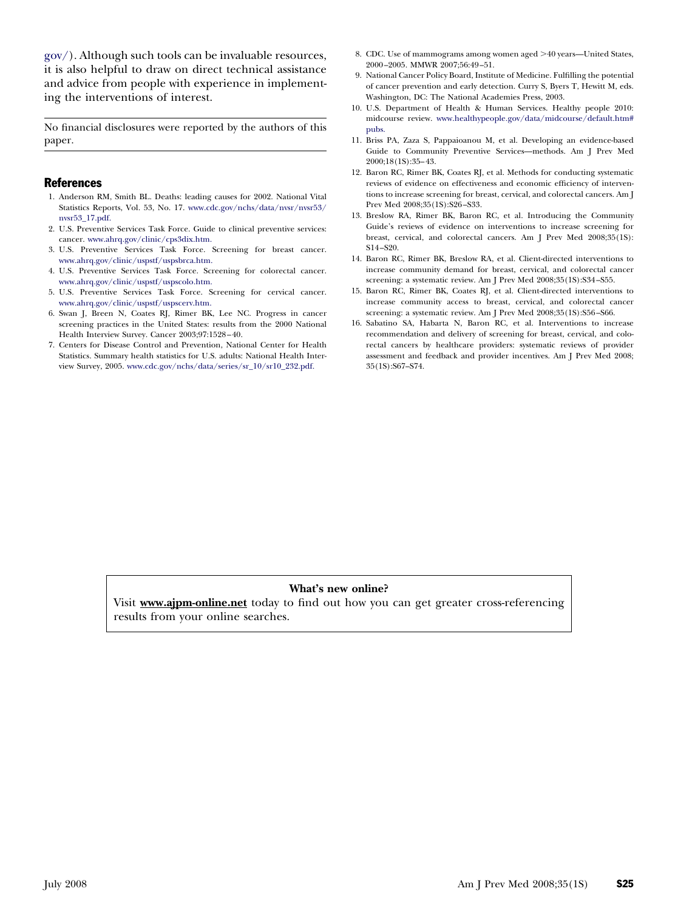gov/). Although such tools can be invaluable resources, it is also helpful to draw on direct technical assistance and advice from people with experience in implementing the interventions of interest.

---

No financial disclosures were reported by the authors of this paper.

---

## References

1. Anderson RM, Smith BL. Deaths: leading causes for 2002. National Vital Statistics Reports, Vol. 53, No. 17. www.cdc.gov/nchs/data/nvsr/nvsr53/nvsr53_17.pdf.
2. U.S. Preventive Services Task Force. Guide to clinical preventive services: cancer. www.ahrq.gov/clinic/cps3dix.htm.
3. U.S. Preventive Services Task Force. Screening for breast cancer. www.ahrq.gov/clinic/uspstf/uspsbrca.htm.
4. U.S. Preventive Services Task Force. Screening for colorectal cancer. www.ahrq.gov/clinic/uspstf/uspscolo.htm.
5. U.S. Preventive Services Task Force. Screening for cervical cancer. www.ahrq.gov/clinic/uspstf/uspscerv.htm.
6. Swan J, Breen N, Coates RJ, Rimer BK, Lee NC. Progress in cancer screening practices in the United States: results from the 2000 National Health Interview Survey. Cancer 2003;97:1528–40.
7. Centers for Disease Control and Prevention, National Center for Health Statistics. Summary health statistics for U.S. adults: National Health Interview Survey, 2005. www.cdc.gov/nchs/data/series/sr_10/sr10_232.pdf.
8. CDC. Use of mammograms among women aged >40 years—United States, 2000–2005. MMWR 2007;56:49–51.
9. National Cancer Policy Board, Institute of Medicine. Fulfilling the potential of cancer prevention and early detection. Curry S, Byers T, Hewitt M, eds. Washington, DC: The National Academies Press, 2003.
10. U.S. Department of Health & Human Services. Healthy people 2010: midcourse review. www.healthypeople.gov/data/midcourse/default.htm#pubs.
11. Briss PA, Zaza S, Pappaioanou M, et al. Developing an evidence-based Guide to Community Preventive Services—methods. Am J Prev Med 2000;18(1S):35–43.
12. Baron RC, Rimer BK, Coates RJ, et al. Methods for conducting systematic reviews of evidence on effectiveness and economic efficiency of interventions to increase screening for breast, cervical, and colorectal cancers. Am J Prev Med 2008;35(1S):S26–S33.
13. Breslow RA, Rimer BK, Baron RC, et al. Introducing the Community Guide's reviews of evidence on interventions to increase screening for breast, cervical, and colorectal cancers. Am J Prev Med 2008;35(1S): S14–S20.
14. Baron RC, Rimer BK, Breslow RA, et al. Client-directed interventions to increase community demand for breast, cervical, and colorectal cancer screening: a systematic review. Am J Prev Med 2008;35(1S):S34–S55.
15. Baron RC, Rimer BK, Coates RJ, et al. Client-directed interventions to increase community access to breast, cervical, and colorectal cancer screening: a systematic review. Am J Prev Med 2008;35(1S):S56–S66.
16. Sabatino SA, Habarta N, Baron RC, et al. Interventions to increase recommendation and delivery of screening for breast, cervical, and colorectal cancers by healthcare providers: systematic reviews of provider assessment and feedback and provider incentives. Am J Prev Med 2008; 35(1S):S67–S74.

---

**What's new online?**

Visit **www.ajpm-online.net** today to find out how you can get greater cross-referencing results from your online searches.